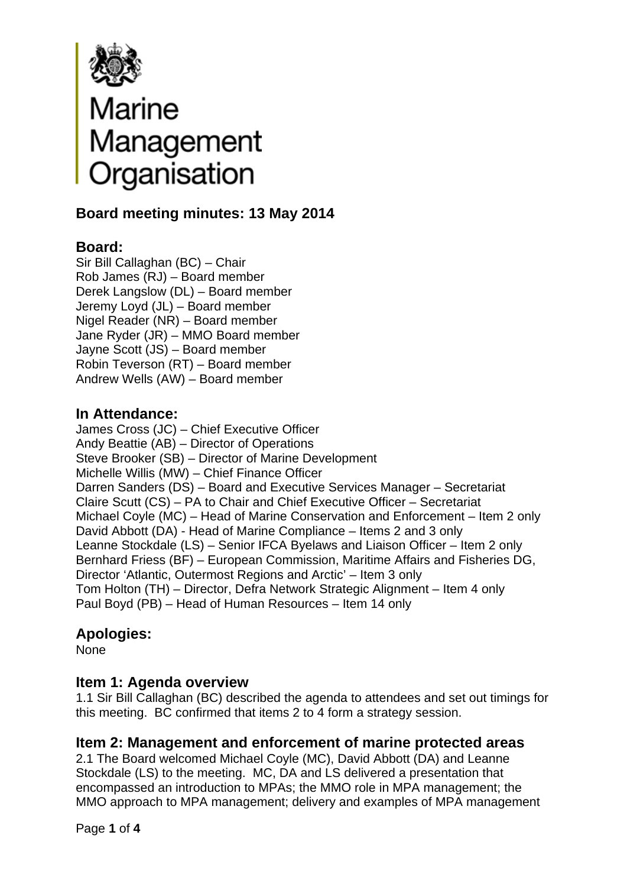# Marine Management Organisation

## Board meeting minutes: 13 May 2014

### Board:

Sir Bill Callaghan (BC) – Chair
Rob James (RJ) – Board member
Derek Langslow (DL) – Board member
Jeremy Loyd (JL) – Board member
Nigel Reader (NR) – Board member
Jane Ryder (JR) – MMO Board member
Jayne Scott (JS) – Board member
Robin Teverson (RT) – Board member
Andrew Wells (AW) – Board member

### In Attendance:

James Cross (JC) – Chief Executive Officer
Andy Beattie (AB) – Director of Operations
Steve Brooker (SB) – Director of Marine Development
Michelle Willis (MW) – Chief Finance Officer
Darren Sanders (DS) – Board and Executive Services Manager – Secretariat
Claire Scutt (CS) – PA to Chair and Chief Executive Officer – Secretariat
Michael Coyle (MC) – Head of Marine Conservation and Enforcement – Item 2 only
David Abbott (DA) - Head of Marine Compliance – Items 2 and 3 only
Leanne Stockdale (LS) – Senior IFCA Byelaws and Liaison Officer – Item 2 only
Bernhard Friess (BF) – European Commission, Maritime Affairs and Fisheries DG, Director 'Atlantic, Outermost Regions and Arctic' – Item 3 only
Tom Holton (TH) – Director, Defra Network Strategic Alignment – Item 4 only
Paul Boyd (PB) – Head of Human Resources – Item 14 only

### Apologies:

None

### Item 1: Agenda overview

1.1 Sir Bill Callaghan (BC) described the agenda to attendees and set out timings for this meeting. BC confirmed that items 2 to 4 form a strategy session.

### Item 2: Management and enforcement of marine protected areas

2.1 The Board welcomed Michael Coyle (MC), David Abbott (DA) and Leanne Stockdale (LS) to the meeting. MC, DA and LS delivered a presentation that encompassed an introduction to MPAs; the MMO role in MPA management; the MMO approach to MPA management; delivery and examples of MPA management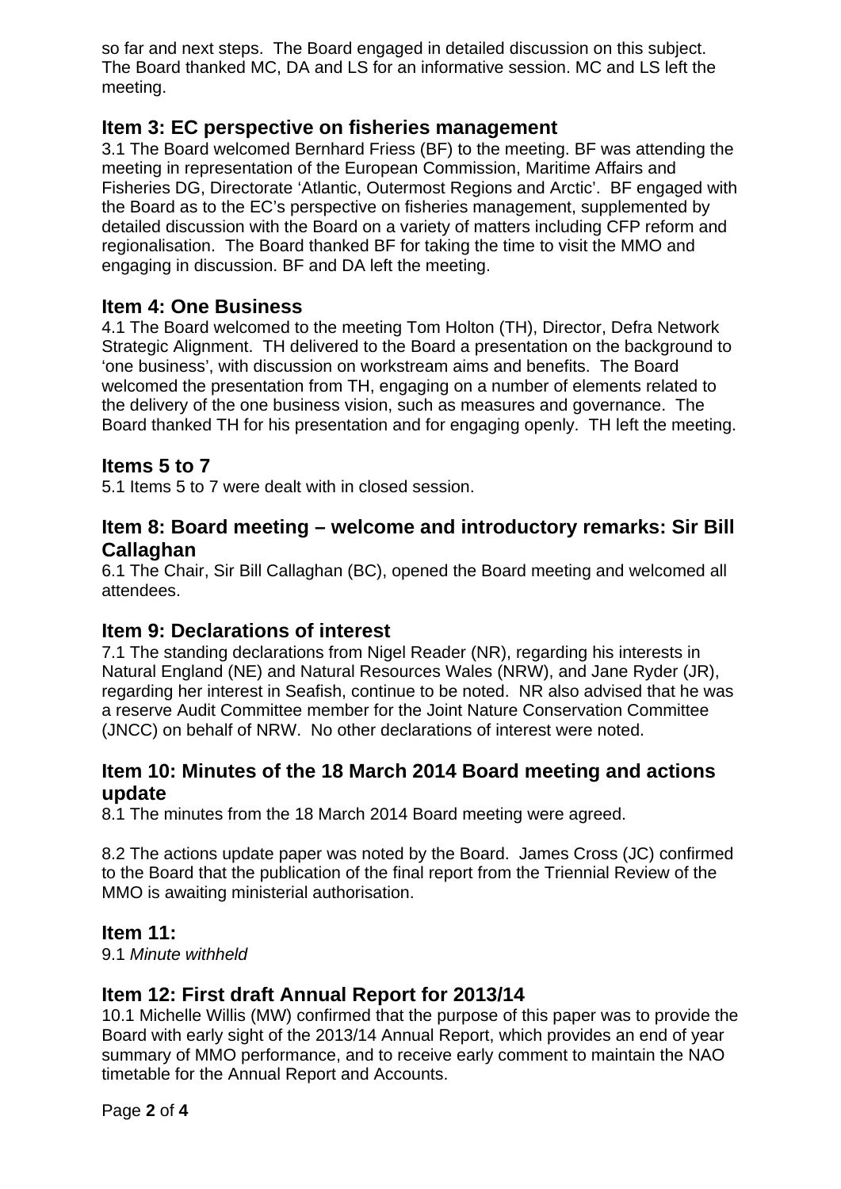so far and next steps. The Board engaged in detailed discussion on this subject. The Board thanked MC, DA and LS for an informative session. MC and LS left the meeting.

## Item 3: EC perspective on fisheries management

3.1 The Board welcomed Bernhard Friess (BF) to the meeting. BF was attending the meeting in representation of the European Commission, Maritime Affairs and Fisheries DG, Directorate 'Atlantic, Outermost Regions and Arctic'. BF engaged with the Board as to the EC's perspective on fisheries management, supplemented by detailed discussion with the Board on a variety of matters including CFP reform and regionalisation. The Board thanked BF for taking the time to visit the MMO and engaging in discussion. BF and DA left the meeting.

## Item 4: One Business

4.1 The Board welcomed to the meeting Tom Holton (TH), Director, Defra Network Strategic Alignment. TH delivered to the Board a presentation on the background to 'one business', with discussion on workstream aims and benefits. The Board welcomed the presentation from TH, engaging on a number of elements related to the delivery of the one business vision, such as measures and governance. The Board thanked TH for his presentation and for engaging openly. TH left the meeting.

## Items 5 to 7

5.1 Items 5 to 7 were dealt with in closed session.

## Item 8: Board meeting – welcome and introductory remarks: Sir Bill Callaghan

6.1 The Chair, Sir Bill Callaghan (BC), opened the Board meeting and welcomed all attendees.

## Item 9: Declarations of interest

7.1 The standing declarations from Nigel Reader (NR), regarding his interests in Natural England (NE) and Natural Resources Wales (NRW), and Jane Ryder (JR), regarding her interest in Seafish, continue to be noted. NR also advised that he was a reserve Audit Committee member for the Joint Nature Conservation Committee (JNCC) on behalf of NRW. No other declarations of interest were noted.

## Item 10: Minutes of the 18 March 2014 Board meeting and actions update

8.1 The minutes from the 18 March 2014 Board meeting were agreed.

8.2 The actions update paper was noted by the Board. James Cross (JC) confirmed to the Board that the publication of the final report from the Triennial Review of the MMO is awaiting ministerial authorisation.

## Item 11:

9.1 *Minute withheld*

## Item 12: First draft Annual Report for 2013/14

10.1 Michelle Willis (MW) confirmed that the purpose of this paper was to provide the Board with early sight of the 2013/14 Annual Report, which provides an end of year summary of MMO performance, and to receive early comment to maintain the NAO timetable for the Annual Report and Accounts.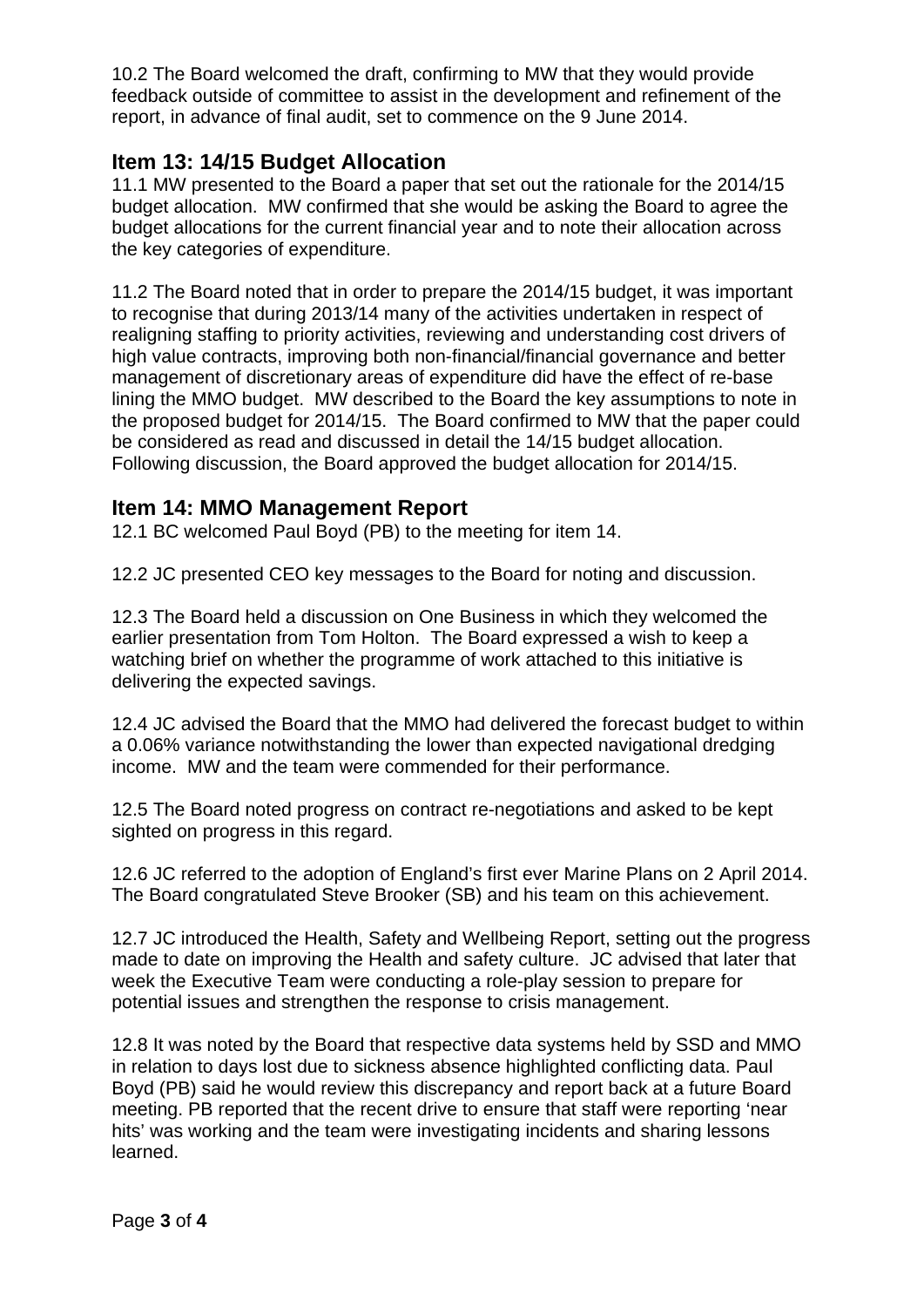10.2 The Board welcomed the draft, confirming to MW that they would provide feedback outside of committee to assist in the development and refinement of the report, in advance of final audit, set to commence on the 9 June 2014.

## Item 13: 14/15 Budget Allocation

11.1 MW presented to the Board a paper that set out the rationale for the 2014/15 budget allocation. MW confirmed that she would be asking the Board to agree the budget allocations for the current financial year and to note their allocation across the key categories of expenditure.

11.2 The Board noted that in order to prepare the 2014/15 budget, it was important to recognise that during 2013/14 many of the activities undertaken in respect of realigning staffing to priority activities, reviewing and understanding cost drivers of high value contracts, improving both non-financial/financial governance and better management of discretionary areas of expenditure did have the effect of re-base lining the MMO budget. MW described to the Board the key assumptions to note in the proposed budget for 2014/15. The Board confirmed to MW that the paper could be considered as read and discussed in detail the 14/15 budget allocation. Following discussion, the Board approved the budget allocation for 2014/15.

## Item 14: MMO Management Report

12.1 BC welcomed Paul Boyd (PB) to the meeting for item 14.

12.2 JC presented CEO key messages to the Board for noting and discussion.

12.3 The Board held a discussion on One Business in which they welcomed the earlier presentation from Tom Holton. The Board expressed a wish to keep a watching brief on whether the programme of work attached to this initiative is delivering the expected savings.

12.4 JC advised the Board that the MMO had delivered the forecast budget to within a 0.06% variance notwithstanding the lower than expected navigational dredging income. MW and the team were commended for their performance.

12.5 The Board noted progress on contract re-negotiations and asked to be kept sighted on progress in this regard.

12.6 JC referred to the adoption of England's first ever Marine Plans on 2 April 2014. The Board congratulated Steve Brooker (SB) and his team on this achievement.

12.7 JC introduced the Health, Safety and Wellbeing Report, setting out the progress made to date on improving the Health and safety culture. JC advised that later that week the Executive Team were conducting a role-play session to prepare for potential issues and strengthen the response to crisis management.

12.8 It was noted by the Board that respective data systems held by SSD and MMO in relation to days lost due to sickness absence highlighted conflicting data. Paul Boyd (PB) said he would review this discrepancy and report back at a future Board meeting. PB reported that the recent drive to ensure that staff were reporting 'near hits' was working and the team were investigating incidents and sharing lessons learned.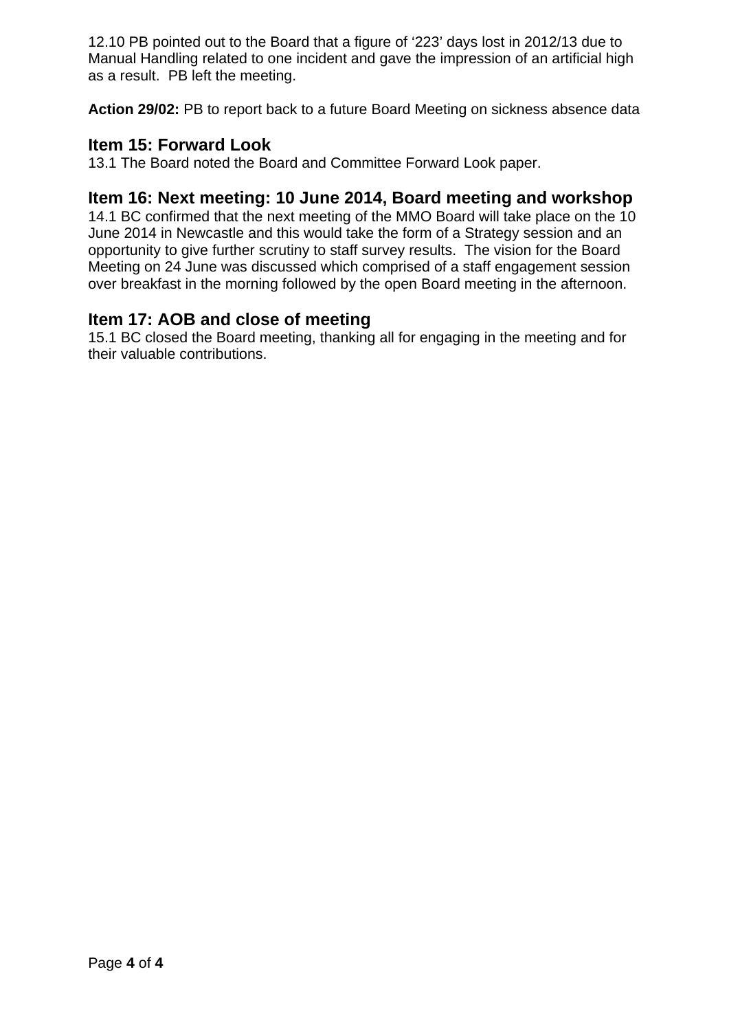12.10 PB pointed out to the Board that a figure of '223' days lost in 2012/13 due to Manual Handling related to one incident and gave the impression of an artificial high as a result. PB left the meeting.

**Action 29/02:** PB to report back to a future Board Meeting on sickness absence data

## Item 15: Forward Look

13.1 The Board noted the Board and Committee Forward Look paper.

## Item 16: Next meeting: 10 June 2014, Board meeting and workshop

14.1 BC confirmed that the next meeting of the MMO Board will take place on the 10 June 2014 in Newcastle and this would take the form of a Strategy session and an opportunity to give further scrutiny to staff survey results. The vision for the Board Meeting on 24 June was discussed which comprised of a staff engagement session over breakfast in the morning followed by the open Board meeting in the afternoon.

## Item 17: AOB and close of meeting

15.1 BC closed the Board meeting, thanking all for engaging in the meeting and for their valuable contributions.